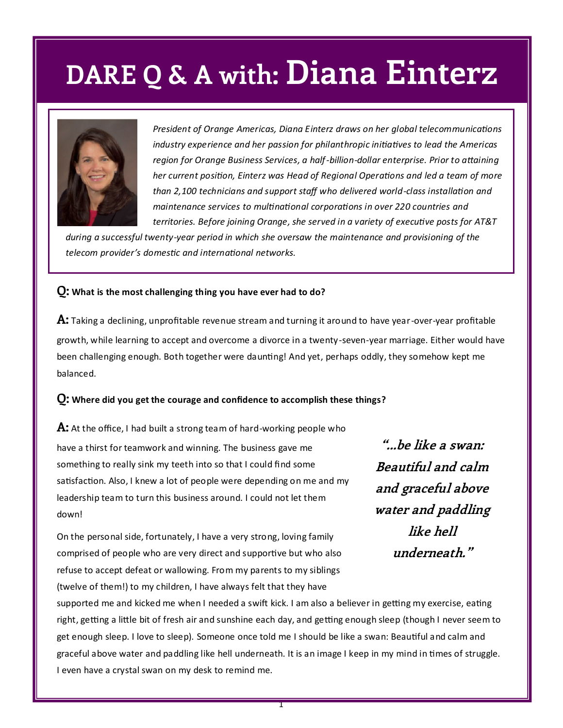# DARE Q & A with: Diana Einterz

*President of Orange Americas, Diana Einterz draws on her global telecommunications industry experience and her passion for philanthropic initiatives to lead the Americas region for Orange Business Services, a half-billion-dollar enterprise. Prior to attaining her current position, Einterz was Head of Regional Operations and led a team of more than 2,100 technicians and support staff who delivered world-class installation and maintenance services to multinational corporations in over 220 countries and territories. Before joining Orange, she served in a variety of executive posts for AT&T during a successful twenty-year period in which she oversaw the maintenance and provisioning of the telecom provider's domestic and international networks.*

**Q: What is the most challenging thing you have ever had to do?**

**A:** Taking a declining, unprofitable revenue stream and turning it around to have year-over-year profitable growth, while learning to accept and overcome a divorce in a twenty-seven-year marriage. Either would have been challenging enough. Both together were daunting! And yet, perhaps oddly, they somehow kept me balanced.

**Q: Where did you get the courage and confidence to accomplish these things?**

**A:** At the office, I had built a strong team of hard-working people who have a thirst for teamwork and winning. The business gave me something to really sink my teeth into so that I could find some satisfaction. Also, I knew a lot of people were depending on me and my leadership team to turn this business around. I could not let them down!

On the personal side, fortunately, I have a very strong, loving family comprised of people who are very direct and supportive but who also refuse to accept defeat or wallowing. From my parents to my siblings (twelve of them!) to my children, I have always felt that they have supported me and kicked me when I needed a swift kick. I am also a believer in getting my exercise, eating right, getting a little bit of fresh air and sunshine each day, and getting enough sleep (though I never seem to get enough sleep. I love to sleep). Someone once told me I should be like a swan: Beautiful and calm and graceful above water and paddling like hell underneath. It is an image I keep in my mind in times of struggle. I even have a crystal swan on my desk to remind me.

> ***"…be like a swan: Beautiful and calm and graceful above water and paddling like hell underneath."***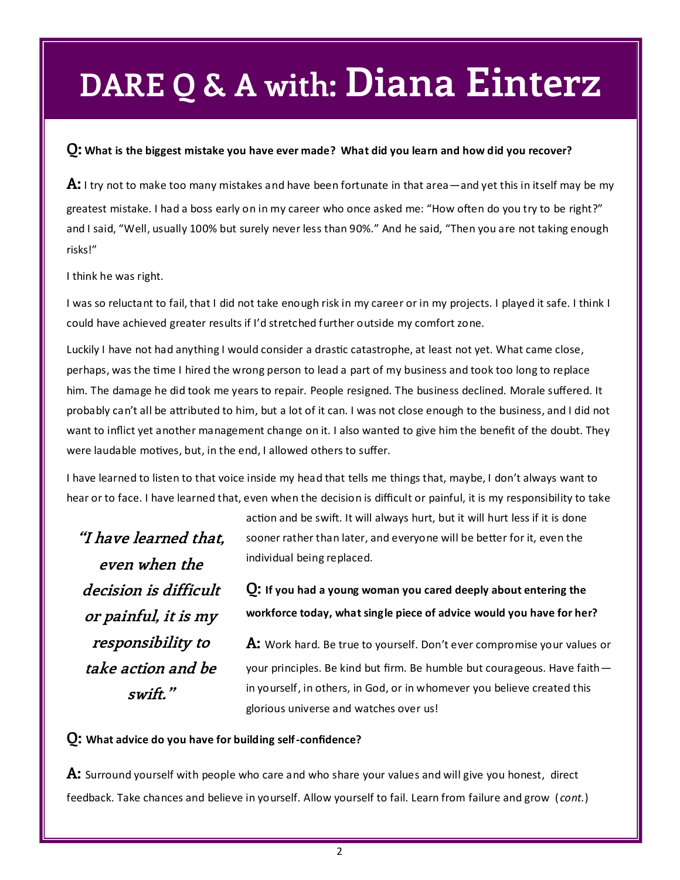# DARE Q & A with: Diana Einterz

**Q: What is the biggest mistake you have ever made? What did you learn and how did you recover?**

**A:** I try not to make too many mistakes and have been fortunate in that area—and yet this in itself may be my greatest mistake. I had a boss early on in my career who once asked me: "How often do you try to be right?" and I said, "Well, usually 100% but surely never less than 90%." And he said, "Then you are not taking enough risks!"

I think he was right.

I was so reluctant to fail, that I did not take enough risk in my career or in my projects. I played it safe. I think I could have achieved greater results if I'd stretched further outside my comfort zone.

Luckily I have not had anything I would consider a drastic catastrophe, at least not yet. What came close, perhaps, was the time I hired the wrong person to lead a part of my business and took too long to replace him. The damage he did took me years to repair. People resigned. The business declined. Morale suffered. It probably can't all be attributed to him, but a lot of it can. I was not close enough to the business, and I did not want to inflict yet another management change on it. I also wanted to give him the benefit of the doubt. They were laudable motives, but, in the end, I allowed others to suffer.

I have learned to listen to that voice inside my head that tells me things that, maybe, I don't always want to hear or to face. I have learned that, even when the decision is difficult or painful, it is my responsibility to take action and be swift. It will always hurt, but it will hurt less if it is done sooner rather than later, and everyone will be better for it, even the individual being replaced.

> ***"I have learned that, even when the decision is difficult or painful, it is my responsibility to take action and be swift."***

**Q: If you had a young woman you cared deeply about entering the workforce today, what single piece of advice would you have for her?**

**A:** Work hard. Be true to yourself. Don't ever compromise your values or your principles. Be kind but firm. Be humble but courageous. Have faith—in yourself, in others, in God, or in whomever you believe created this glorious universe and watches over us!

**Q: What advice do you have for building self-confidence?**

**A:** Surround yourself with people who care and who share your values and will give you honest, direct feedback. Take chances and believe in yourself. Allow yourself to fail. Learn from failure and grow (*cont.*)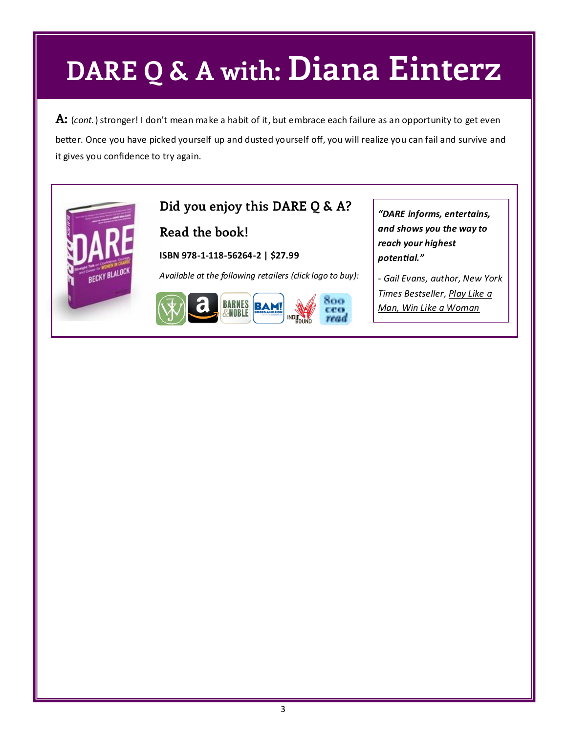# DARE Q & A with: Diana Einterz

**A:** (*cont.*) stronger! I don't mean make a habit of it, but embrace each failure as an opportunity to get even better. Once you have picked yourself up and dusted yourself off, you will realize you can fail and survive and it gives you confidence to try again.

## Did you enjoy this DARE Q & A?

## Read the book!

**ISBN 978-1-118-56264-2 | $27.99**

*Available at the following retailers (click logo to buy):*

***"DARE informs, entertains, and shows you the way to reach your highest potential."***

*- Gail Evans, author, New York Times Bestseller, Play Like a Man, Win Like a Woman*